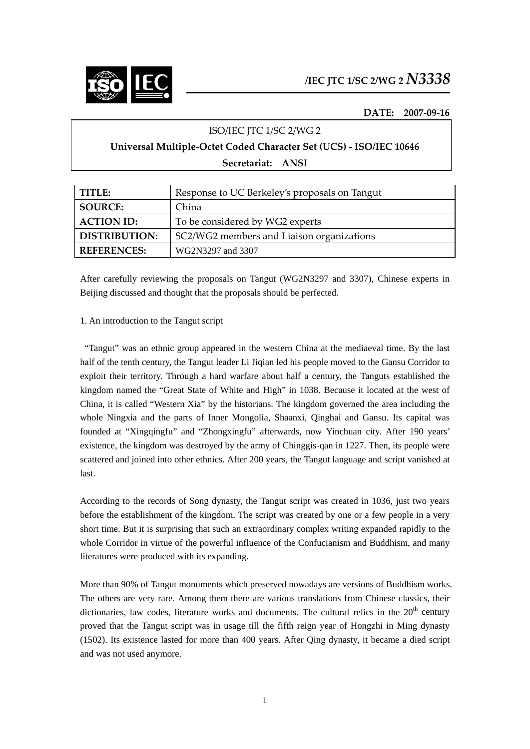# /IEC JTC 1/SC 2/WG 2 N3338

**DATE: 2007-09-16**

ISO/IEC JTC 1/SC 2/WG 2

**Universal Multiple-Octet Coded Character Set (UCS) - ISO/IEC 10646**

**Secretariat: ANSI**

| | |
|---|---|
| **TITLE:** | Response to UC Berkeley's proposals on Tangut |
| **SOURCE:** | China |
| **ACTION ID:** | To be considered by WG2 experts |
| **DISTRIBUTION:** | SC2/WG2 members and Liaison organizations |
| **REFERENCES:** | WG2N3297 and 3307 |

After carefully reviewing the proposals on Tangut (WG2N3297 and 3307), Chinese experts in Beijing discussed and thought that the proposals should be perfected.

1. An introduction to the Tangut script

"Tangut" was an ethnic group appeared in the western China at the mediaeval time. By the last half of the tenth century, the Tangut leader Li Jiqian led his people moved to the Gansu Corridor to exploit their territory. Through a hard warfare about half a century, the Tanguts established the kingdom named the "Great State of White and High" in 1038. Because it located at the west of China, it is called "Western Xia" by the historians. The kingdom governed the area including the whole Ningxia and the parts of Inner Mongolia, Shaanxi, Qinghai and Gansu. Its capital was founded at "Xingqingfu" and "Zhongxingfu" afterwards, now Yinchuan city. After 190 years' existence, the kingdom was destroyed by the army of Chinggis-qan in 1227. Then, its people were scattered and joined into other ethnics. After 200 years, the Tangut language and script vanished at last.

According to the records of Song dynasty, the Tangut script was created in 1036, just two years before the establishment of the kingdom. The script was created by one or a few people in a very short time. But it is surprising that such an extraordinary complex writing expanded rapidly to the whole Corridor in virtue of the powerful influence of the Confucianism and Buddhism, and many literatures were produced with its expanding.

More than 90% of Tangut monuments which preserved nowadays are versions of Buddhism works. The others are very rare. Among them there are various translations from Chinese classics, their dictionaries, law codes, literature works and documents. The cultural relics in the 20th century proved that the Tangut script was in usage till the fifth reign year of Hongzhi in Ming dynasty (1502). Its existence lasted for more than 400 years. After Qing dynasty, it became a died script and was not used anymore.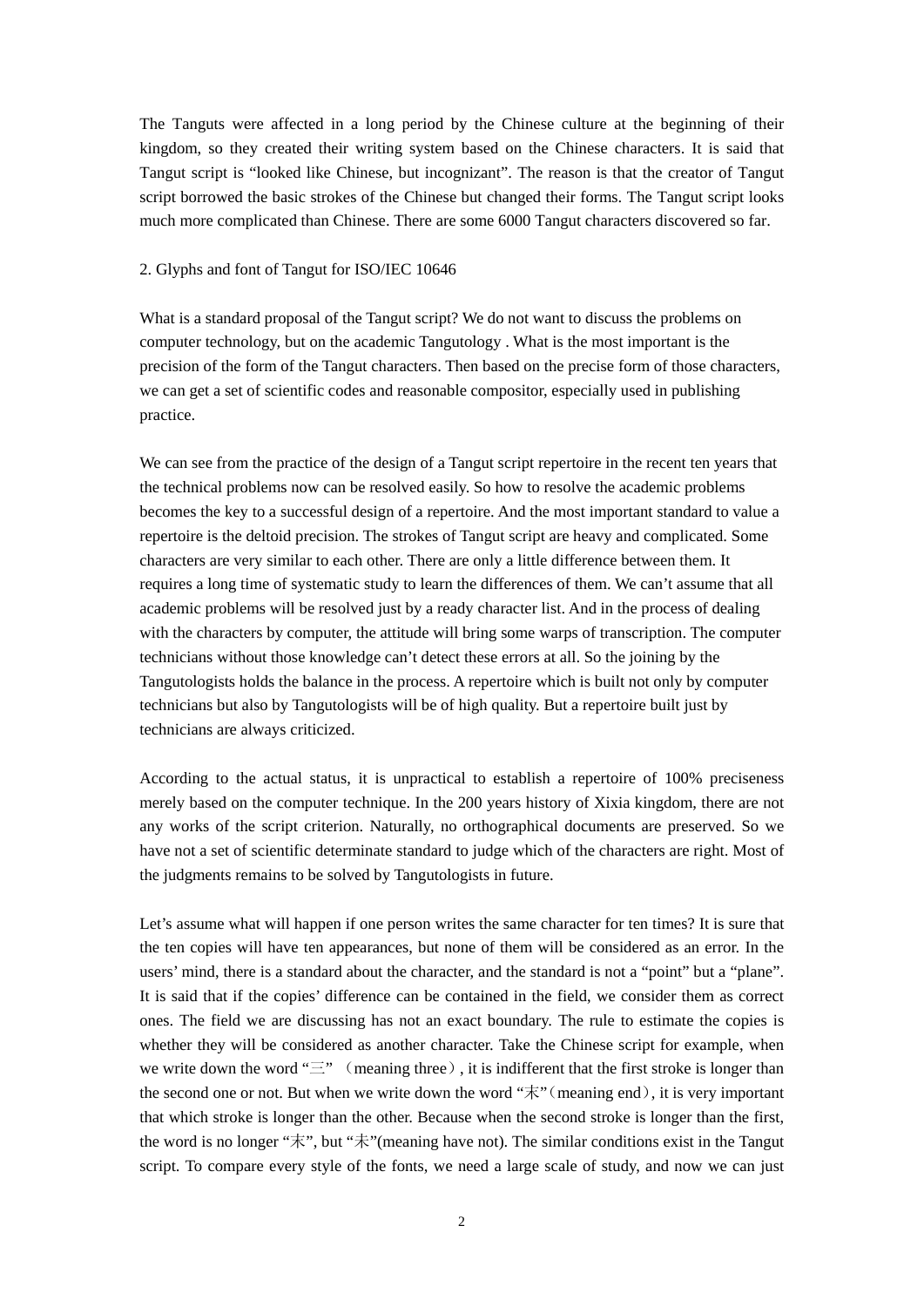The Tanguts were affected in a long period by the Chinese culture at the beginning of their kingdom, so they created their writing system based on the Chinese characters. It is said that Tangut script is "looked like Chinese, but incognizant". The reason is that the creator of Tangut script borrowed the basic strokes of the Chinese but changed their forms. The Tangut script looks much more complicated than Chinese. There are some 6000 Tangut characters discovered so far.

## 2. Glyphs and font of Tangut for ISO/IEC 10646

What is a standard proposal of the Tangut script? We do not want to discuss the problems on computer technology, but on the academic Tangutology . What is the most important is the precision of the form of the Tangut characters. Then based on the precise form of those characters, we can get a set of scientific codes and reasonable compositor, especially used in publishing practice.

We can see from the practice of the design of a Tangut script repertoire in the recent ten years that the technical problems now can be resolved easily. So how to resolve the academic problems becomes the key to a successful design of a repertoire. And the most important standard to value a repertoire is the deltoid precision. The strokes of Tangut script are heavy and complicated. Some characters are very similar to each other. There are only a little difference between them. It requires a long time of systematic study to learn the differences of them. We can't assume that all academic problems will be resolved just by a ready character list. And in the process of dealing with the characters by computer, the attitude will bring some warps of transcription. The computer technicians without those knowledge can't detect these errors at all. So the joining by the Tangutologists holds the balance in the process. A repertoire which is built not only by computer technicians but also by Tangutologists will be of high quality. But a repertoire built just by technicians are always criticized.

According to the actual status, it is unpractical to establish a repertoire of 100% preciseness merely based on the computer technique. In the 200 years history of Xixia kingdom, there are not any works of the script criterion. Naturally, no orthographical documents are preserved. So we have not a set of scientific determinate standard to judge which of the characters are right. Most of the judgments remains to be solved by Tangutologists in future.

Let's assume what will happen if one person writes the same character for ten times? It is sure that the ten copies will have ten appearances, but none of them will be considered as an error. In the users' mind, there is a standard about the character, and the standard is not a "point" but a "plane". It is said that if the copies' difference can be contained in the field, we consider them as correct ones. The field we are discussing has not an exact boundary. The rule to estimate the copies is whether they will be considered as another character. Take the Chinese script for example, when we write down the word "三" （meaning three）, it is indifferent that the first stroke is longer than the second one or not. But when we write down the word "末"（meaning end）, it is very important that which stroke is longer than the other. Because when the second stroke is longer than the first, the word is no longer "末", but "未"(meaning have not). The similar conditions exist in the Tangut script. To compare every style of the fonts, we need a large scale of study, and now we can just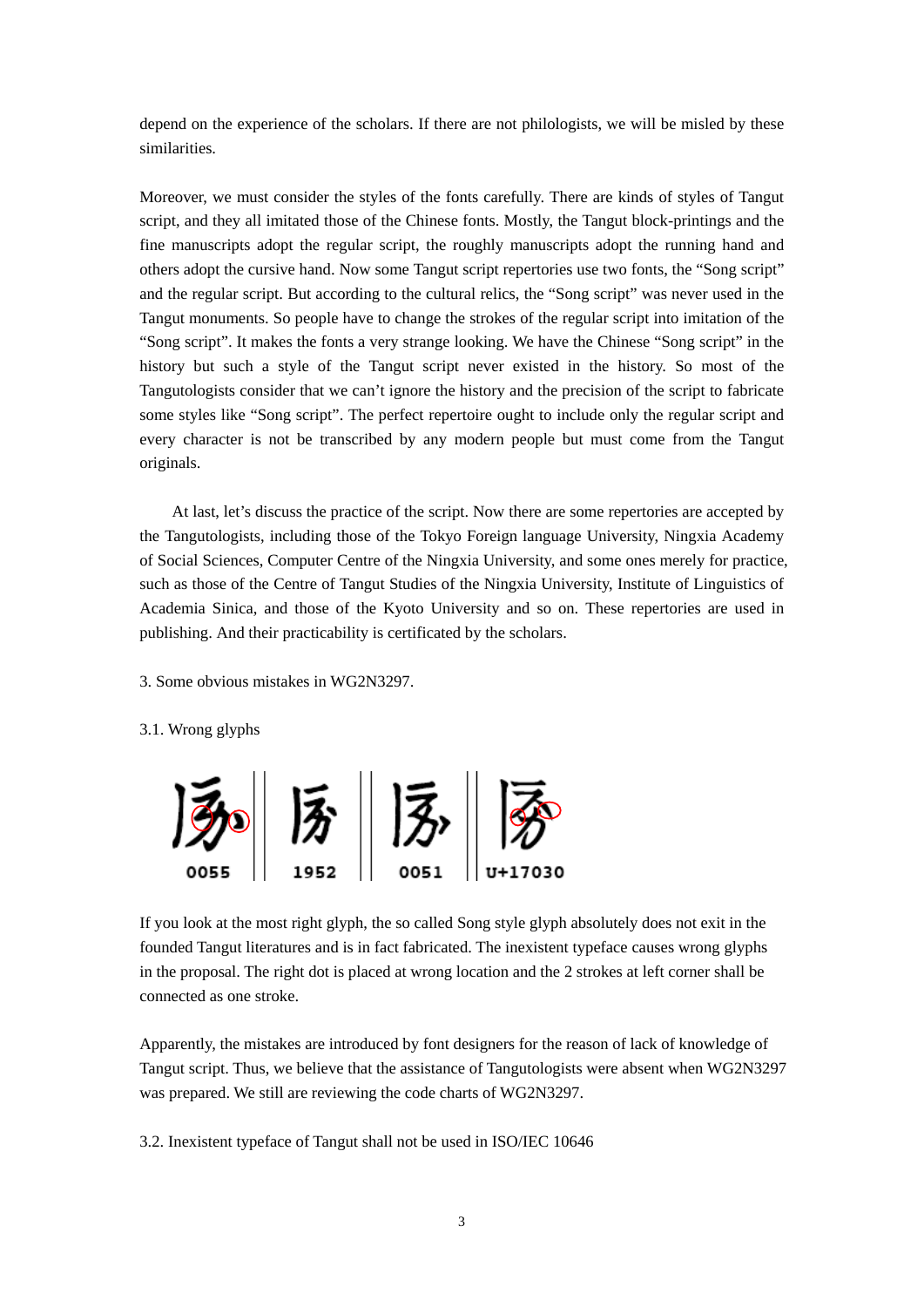depend on the experience of the scholars. If there are not philologists, we will be misled by these similarities.

Moreover, we must consider the styles of the fonts carefully. There are kinds of styles of Tangut script, and they all imitated those of the Chinese fonts. Mostly, the Tangut block-printings and the fine manuscripts adopt the regular script, the roughly manuscripts adopt the running hand and others adopt the cursive hand. Now some Tangut script repertories use two fonts, the "Song script" and the regular script. But according to the cultural relics, the "Song script" was never used in the Tangut monuments. So people have to change the strokes of the regular script into imitation of the "Song script". It makes the fonts a very strange looking. We have the Chinese "Song script" in the history but such a style of the Tangut script never existed in the history. So most of the Tangutologists consider that we can't ignore the history and the precision of the script to fabricate some styles like "Song script". The perfect repertoire ought to include only the regular script and every character is not be transcribed by any modern people but must come from the Tangut originals.

At last, let's discuss the practice of the script. Now there are some repertories are accepted by the Tangutologists, including those of the Tokyo Foreign language University, Ningxia Academy of Social Sciences, Computer Centre of the Ningxia University, and some ones merely for practice, such as those of the Centre of Tangut Studies of the Ningxia University, Institute of Linguistics of Academia Sinica, and those of the Kyoto University and so on. These repertories are used in publishing. And their practicability is certificated by the scholars.

3. Some obvious mistakes in WG2N3297.

3.1. Wrong glyphs

0055 || 1952 || 0051 || U+17030

If you look at the most right glyph, the so called Song style glyph absolutely does not exit in the founded Tangut literatures and is in fact fabricated. The inexistent typeface causes wrong glyphs in the proposal. The right dot is placed at wrong location and the 2 strokes at left corner shall be connected as one stroke.

Apparently, the mistakes are introduced by font designers for the reason of lack of knowledge of Tangut script. Thus, we believe that the assistance of Tangutologists were absent when WG2N3297 was prepared. We still are reviewing the code charts of WG2N3297.

3.2. Inexistent typeface of Tangut shall not be used in ISO/IEC 10646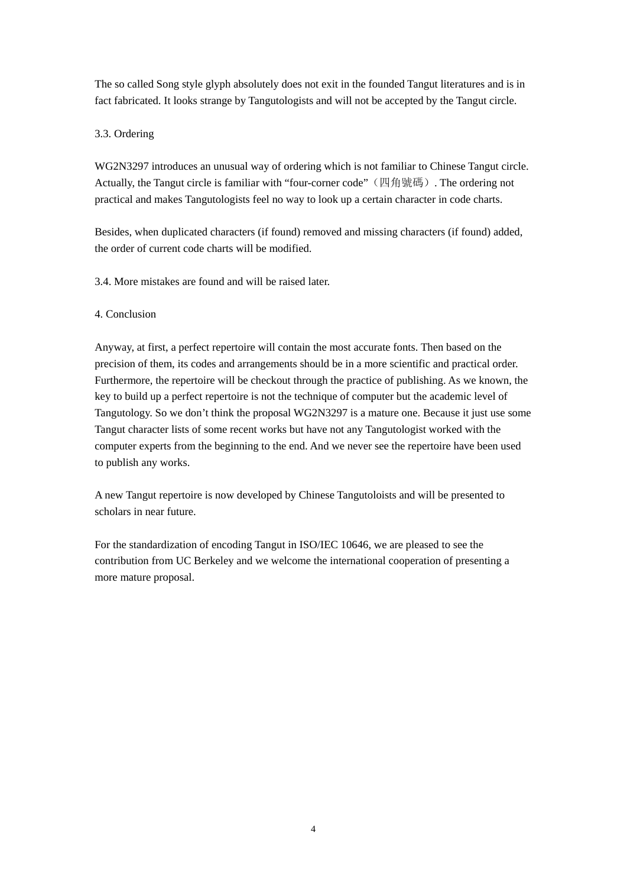The so called Song style glyph absolutely does not exit in the founded Tangut literatures and is in fact fabricated. It looks strange by Tangutologists and will not be accepted by the Tangut circle.

3.3. Ordering

WG2N3297 introduces an unusual way of ordering which is not familiar to Chinese Tangut circle. Actually, the Tangut circle is familiar with "four-corner code"（四角號碼）. The ordering not practical and makes Tangutologists feel no way to look up a certain character in code charts.

Besides, when duplicated characters (if found) removed and missing characters (if found) added, the order of current code charts will be modified.

3.4. More mistakes are found and will be raised later.

4. Conclusion

Anyway, at first, a perfect repertoire will contain the most accurate fonts. Then based on the precision of them, its codes and arrangements should be in a more scientific and practical order. Furthermore, the repertoire will be checkout through the practice of publishing. As we known, the key to build up a perfect repertoire is not the technique of computer but the academic level of Tangutology. So we don't think the proposal WG2N3297 is a mature one. Because it just use some Tangut character lists of some recent works but have not any Tangutologist worked with the computer experts from the beginning to the end. And we never see the repertoire have been used to publish any works.

A new Tangut repertoire is now developed by Chinese Tangutoloists and will be presented to scholars in near future.

For the standardization of encoding Tangut in ISO/IEC 10646, we are pleased to see the contribution from UC Berkeley and we welcome the international cooperation of presenting a more mature proposal.